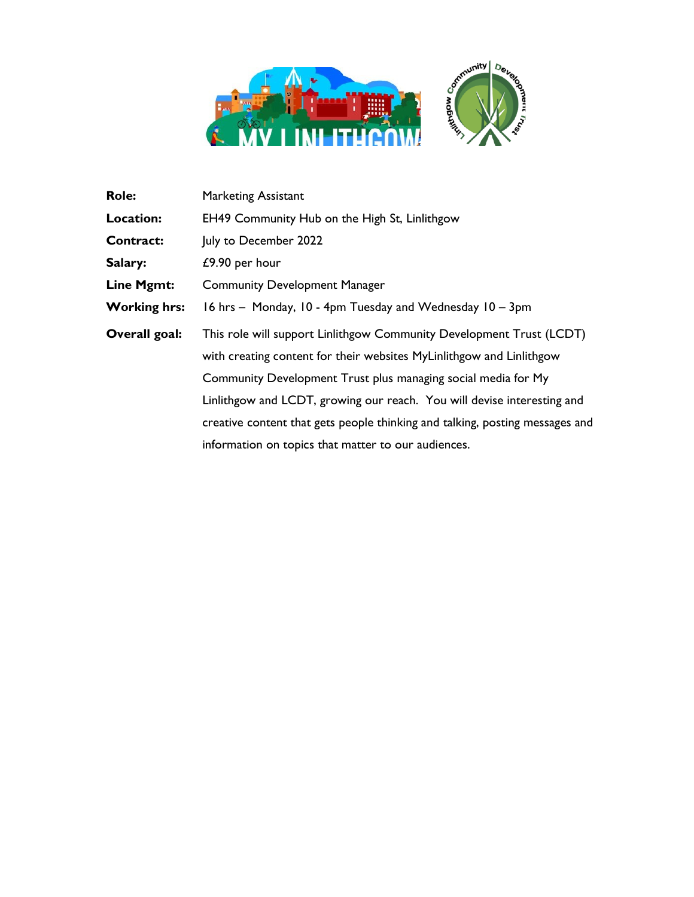| | |
|---|---|
| **Role:** | Marketing Assistant |
| **Location:** | EH49 Community Hub on the High St, Linlithgow |
| **Contract:** | July to December 2022 |
| **Salary:** | £9.90 per hour |
| **Line Mgmt:** | Community Development Manager |
| **Working hrs:** | 16 hrs – Monday, 10 - 4pm Tuesday and Wednesday 10 – 3pm |
| **Overall goal:** | This role will support Linlithgow Community Development Trust (LCDT) with creating content for their websites MyLinlithgow and Linlithgow Community Development Trust plus managing social media for My Linlithgow and LCDT, growing our reach. You will devise interesting and creative content that gets people thinking and talking, posting messages and information on topics that matter to our audiences. |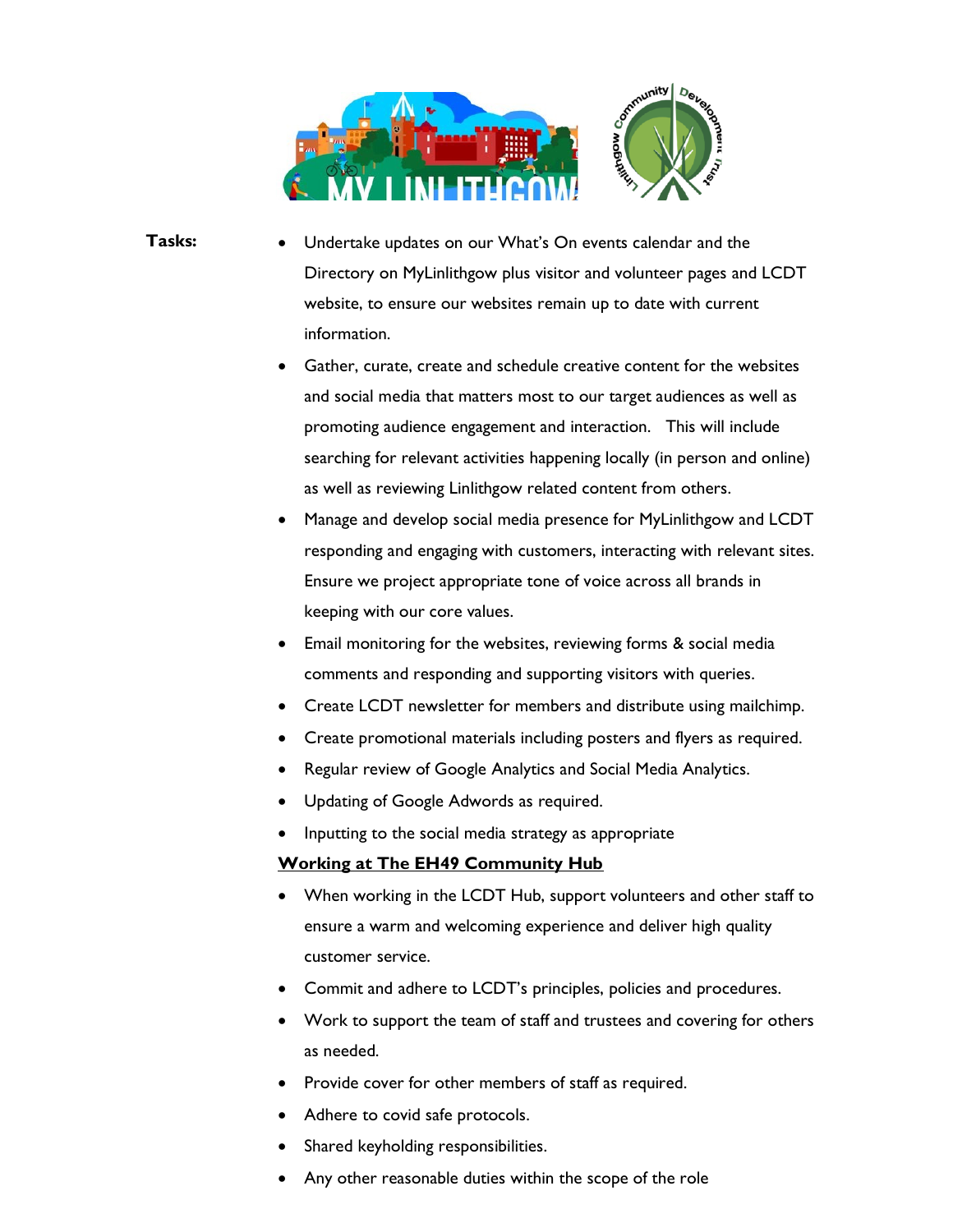**Tasks:**

- Undertake updates on our What's On events calendar and the Directory on MyLinlithgow plus visitor and volunteer pages and LCDT website, to ensure our websites remain up to date with current information.
- Gather, curate, create and schedule creative content for the websites and social media that matters most to our target audiences as well as promoting audience engagement and interaction. This will include searching for relevant activities happening locally (in person and online) as well as reviewing Linlithgow related content from others.
- Manage and develop social media presence for MyLinlithgow and LCDT responding and engaging with customers, interacting with relevant sites. Ensure we project appropriate tone of voice across all brands in keeping with our core values.
- Email monitoring for the websites, reviewing forms & social media comments and responding and supporting visitors with queries.
- Create LCDT newsletter for members and distribute using mailchimp.
- Create promotional materials including posters and flyers as required.
- Regular review of Google Analytics and Social Media Analytics.
- Updating of Google Adwords as required.
- Inputting to the social media strategy as appropriate

**Working at The EH49 Community Hub**

- When working in the LCDT Hub, support volunteers and other staff to ensure a warm and welcoming experience and deliver high quality customer service.
- Commit and adhere to LCDT's principles, policies and procedures.
- Work to support the team of staff and trustees and covering for others as needed.
- Provide cover for other members of staff as required.
- Adhere to covid safe protocols.
- Shared keyholding responsibilities.
- Any other reasonable duties within the scope of the role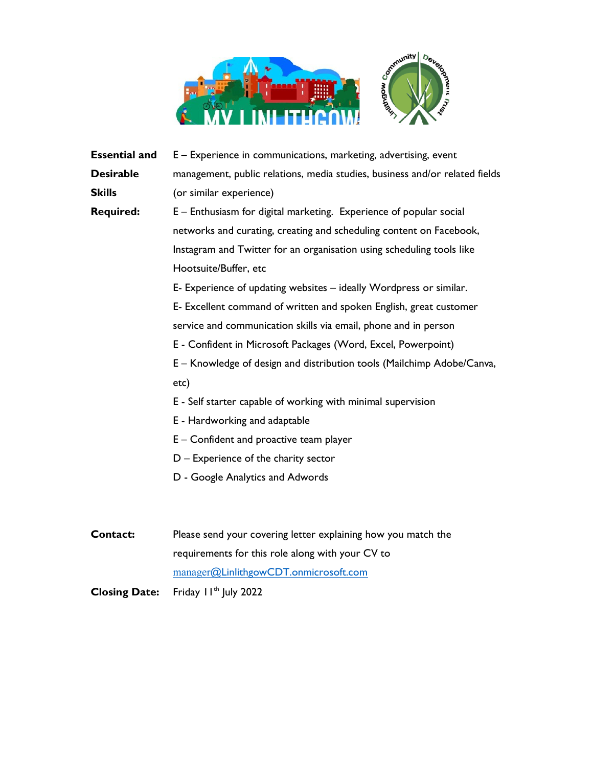**Essential and Desirable Skills Required:**

E – Experience in communications, marketing, advertising, event management, public relations, media studies, business and/or related fields (or similar experience)

E – Enthusiasm for digital marketing. Experience of popular social networks and curating, creating and scheduling content on Facebook, Instagram and Twitter for an organisation using scheduling tools like Hootsuite/Buffer, etc

E- Experience of updating websites – ideally Wordpress or similar.

E- Excellent command of written and spoken English, great customer service and communication skills via email, phone and in person

E - Confident in Microsoft Packages (Word, Excel, Powerpoint)

E – Knowledge of design and distribution tools (Mailchimp Adobe/Canva, etc)

E - Self starter capable of working with minimal supervision

E - Hardworking and adaptable

E – Confident and proactive team player

D – Experience of the charity sector

D - Google Analytics and Adwords

**Contact:** Please send your covering letter explaining how you match the requirements for this role along with your CV to manager@LinlithgowCDT.onmicrosoft.com

**Closing Date:** Friday 11th July 2022